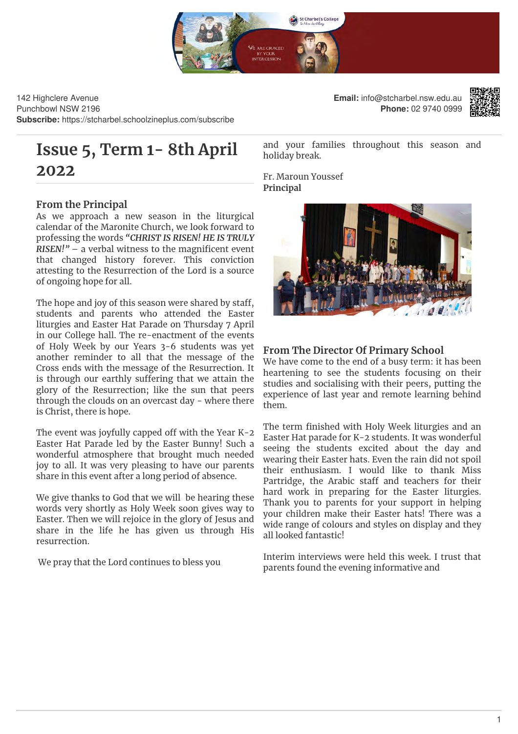142 Highclere Avenue
Punchbowl NSW 2196
**Subscribe:** https://stcharbel.schoolzineplus.com/subscribe

**Email:** info@stcharbel.nsw.edu.au
**Phone:** 02 9740 0999

# Issue 5, Term 1- 8th April 2022

## From the Principal

As we approach a new season in the liturgical calendar of the Maronite Church, we look forward to professing the words ***"CHRIST IS RISEN! HE IS TRULY RISEN!"*** – a verbal witness to the magnificent event that changed history forever. This conviction attesting to the Resurrection of the Lord is a source of ongoing hope for all.

The hope and joy of this season were shared by staff, students and parents who attended the Easter liturgies and Easter Hat Parade on Thursday 7 April in our College hall. The re-enactment of the events of Holy Week by our Years 3-6 students was yet another reminder to all that the message of the Cross ends with the message of the Resurrection. It is through our earthly suffering that we attain the glory of the Resurrection; like the sun that peers through the clouds on an overcast day - where there is Christ, there is hope.

The event was joyfully capped off with the Year K-2 Easter Hat Parade led by the Easter Bunny! Such a wonderful atmosphere that brought much needed joy to all. It was very pleasing to have our parents share in this event after a long period of absence.

We give thanks to God that we will be hearing these words very shortly as Holy Week soon gives way to Easter. Then we will rejoice in the glory of Jesus and share in the life he has given us through His resurrection.

We pray that the Lord continues to bless you and your families throughout this season and holiday break.

Fr. Maroun Youssef
**Principal**

## From The Director Of Primary School

We have come to the end of a busy term: it has been heartening to see the students focusing on their studies and socialising with their peers, putting the experience of last year and remote learning behind them.

The term finished with Holy Week liturgies and an Easter Hat parade for K-2 students. It was wonderful seeing the students excited about the day and wearing their Easter hats. Even the rain did not spoil their enthusiasm. I would like to thank Miss Partridge, the Arabic staff and teachers for their hard work in preparing for the Easter liturgies. Thank you to parents for your support in helping your children make their Easter hats! There was a wide range of colours and styles on display and they all looked fantastic!

Interim interviews were held this week. I trust that parents found the evening informative and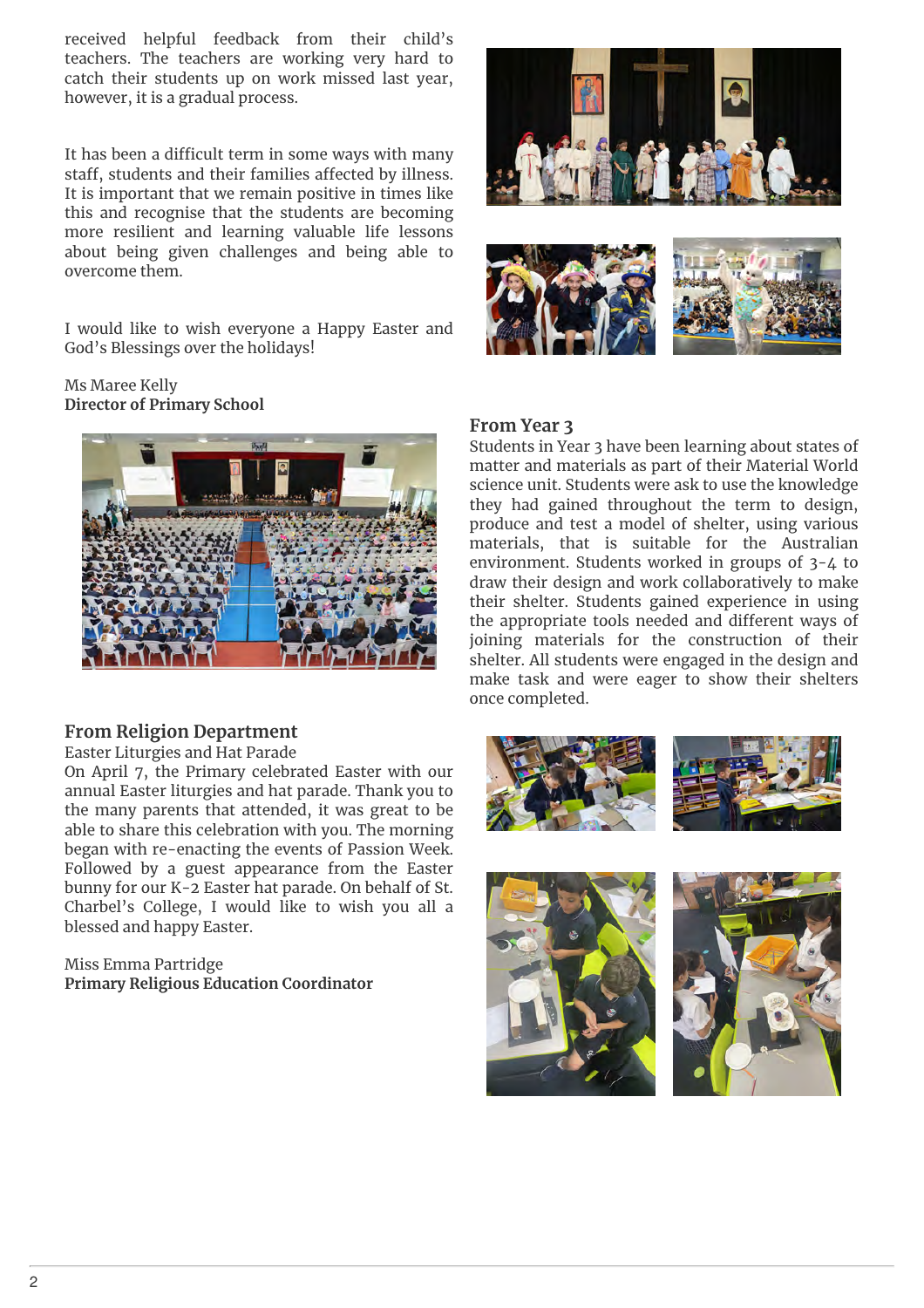received helpful feedback from their child's teachers. The teachers are working very hard to catch their students up on work missed last year, however, it is a gradual process.

It has been a difficult term in some ways with many staff, students and their families affected by illness. It is important that we remain positive in times like this and recognise that the students are becoming more resilient and learning valuable life lessons about being given challenges and being able to overcome them.

I would like to wish everyone a Happy Easter and God's Blessings over the holidays!

Ms Maree Kelly
**Director of Primary School**

## From Religion Department

Easter Liturgies and Hat Parade

On April 7, the Primary celebrated Easter with our annual Easter liturgies and hat parade. Thank you to the many parents that attended, it was great to be able to share this celebration with you. The morning began with re-enacting the events of Passion Week. Followed by a guest appearance from the Easter bunny for our K-2 Easter hat parade. On behalf of St. Charbel's College, I would like to wish you all a blessed and happy Easter.

Miss Emma Partridge
**Primary Religious Education Coordinator**

## From Year 3

Students in Year 3 have been learning about states of matter and materials as part of their Material World science unit. Students were ask to use the knowledge they had gained throughout the term to design, produce and test a model of shelter, using various materials, that is suitable for the Australian environment. Students worked in groups of 3-4 to draw their design and work collaboratively to make their shelter. Students gained experience in using the appropriate tools needed and different ways of joining materials for the construction of their shelter. All students were engaged in the design and make task and were eager to show their shelters once completed.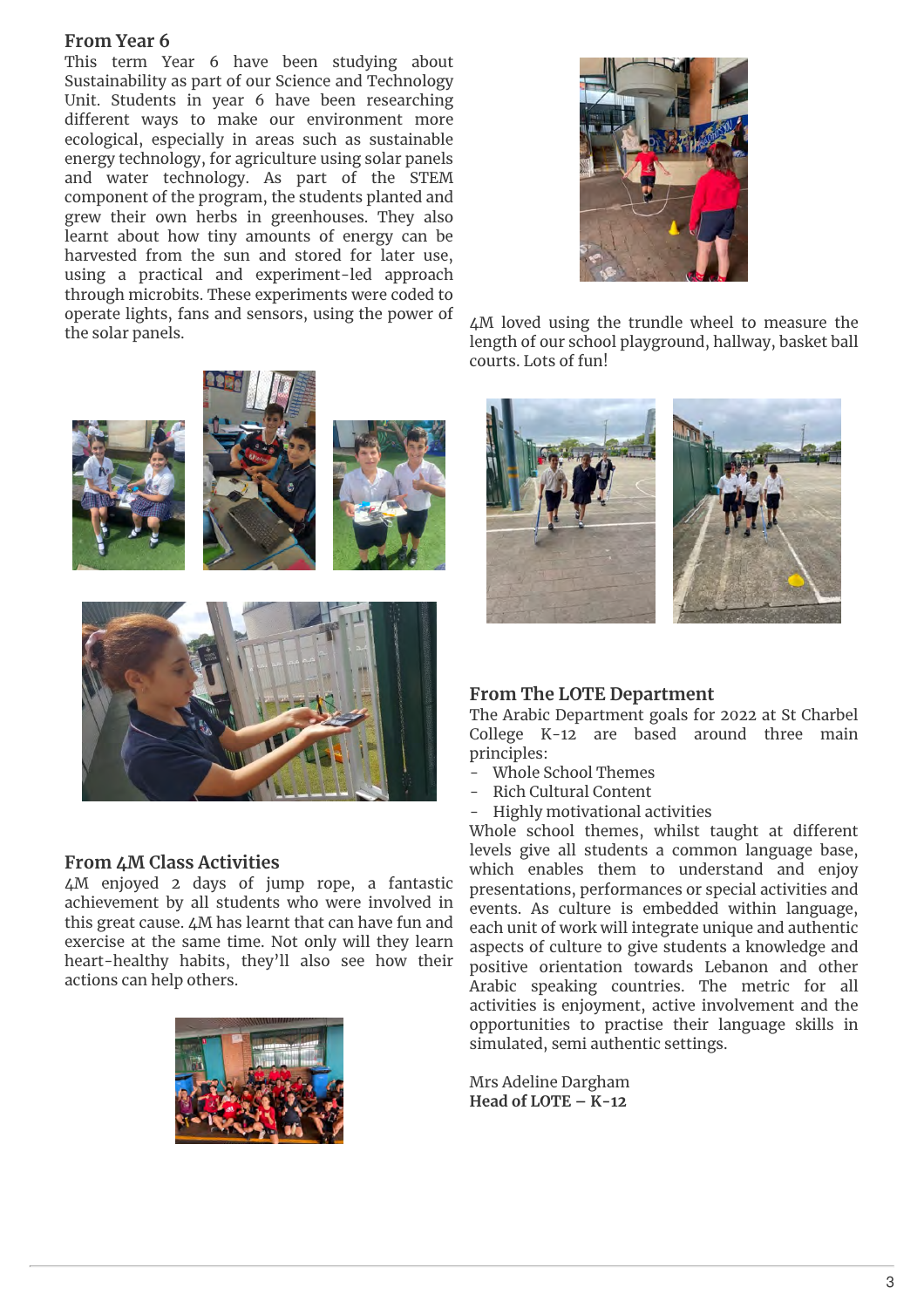## From Year 6

This term Year 6 have been studying about Sustainability as part of our Science and Technology Unit. Students in year 6 have been researching different ways to make our environment more ecological, especially in areas such as sustainable energy technology, for agriculture using solar panels and water technology. As part of the STEM component of the program, the students planted and grew their own herbs in greenhouses. They also learnt about how tiny amounts of energy can be harvested from the sun and stored for later use, using a practical and experiment-led approach through microbits. These experiments were coded to operate lights, fans and sensors, using the power of the solar panels.

## From 4M Class Activities

4M enjoyed 2 days of jump rope, a fantastic achievement by all students who were involved in this great cause. 4M has learnt that can have fun and exercise at the same time. Not only will they learn heart-healthy habits, they'll also see how their actions can help others.

4M loved using the trundle wheel to measure the length of our school playground, hallway, basket ball courts. Lots of fun!

## From The LOTE Department

The Arabic Department goals for 2022 at St Charbel College K-12 are based around three main principles:

- Whole School Themes
- Rich Cultural Content
- Highly motivational activities

Whole school themes, whilst taught at different levels give all students a common language base, which enables them to understand and enjoy presentations, performances or special activities and events. As culture is embedded within language, each unit of work will integrate unique and authentic aspects of culture to give students a knowledge and positive orientation towards Lebanon and other Arabic speaking countries. The metric for all activities is enjoyment, active involvement and the opportunities to practise their language skills in simulated, semi authentic settings.

Mrs Adeline Dargham
**Head of LOTE – K-12**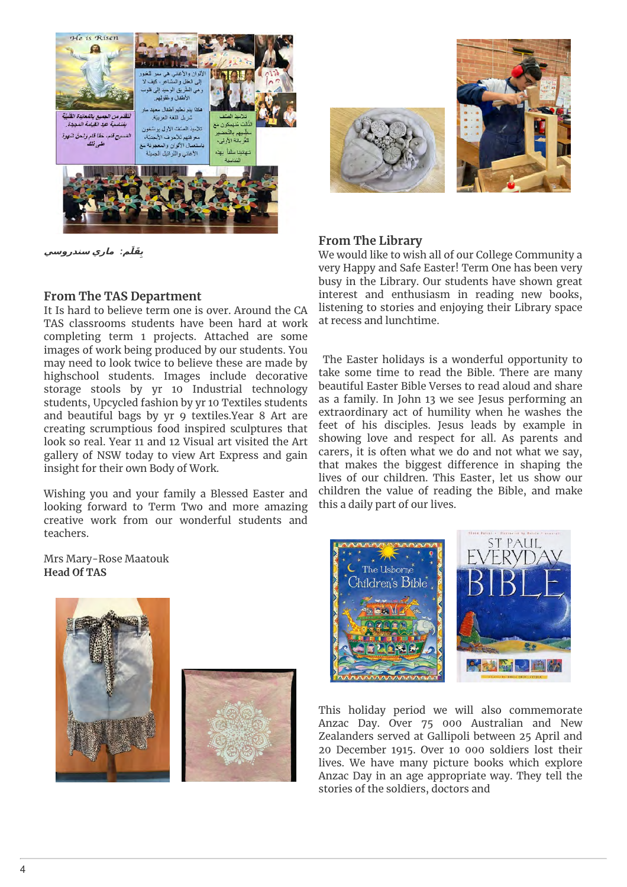بِقَلَم: ماري سندروسي

## From The TAS Department

It Is hard to believe term one is over. Around the CA TAS classrooms students have been hard at work completing term 1 projects. Attached are some images of work being produced by our students. You may need to look twice to believe these are made by highschool students. Images include decorative storage stools by yr 10 Industrial technology students, Upcycled fashion by yr 10 Textiles students and beautiful bags by yr 9 textiles.Year 8 Art are creating scrumptious food inspired sculptures that look so real. Year 11 and 12 Visual art visited the Art gallery of NSW today to view Art Express and gain insight for their own Body of Work.

Wishing you and your family a Blessed Easter and looking forward to Term Two and more amazing creative work from our wonderful students and teachers.

Mrs Mary-Rose Maatouk
**Head Of TAS**

## From The Library

We would like to wish all of our College Community a very Happy and Safe Easter! Term One has been very busy in the Library. Our students have shown great interest and enthusiasm in reading new books, listening to stories and enjoying their Library space at recess and lunchtime.

The Easter holidays is a wonderful opportunity to take some time to read the Bible. There are many beautiful Easter Bible Verses to read aloud and share as a family. In John 13 we see Jesus performing an extraordinary act of humility when he washes the feet of his disciples. Jesus leads by example in showing love and respect for all. As parents and carers, it is often what we do and not what we say, that makes the biggest difference in shaping the lives of our children. This Easter, let us show our children the value of reading the Bible, and make this a daily part of our lives.

This holiday period we will also commemorate Anzac Day. Over 75 000 Australian and New Zealanders served at Gallipoli between 25 April and 20 December 1915. Over 10 000 soldiers lost their lives. We have many picture books which explore Anzac Day in an age appropriate way. They tell the stories of the soldiers, doctors and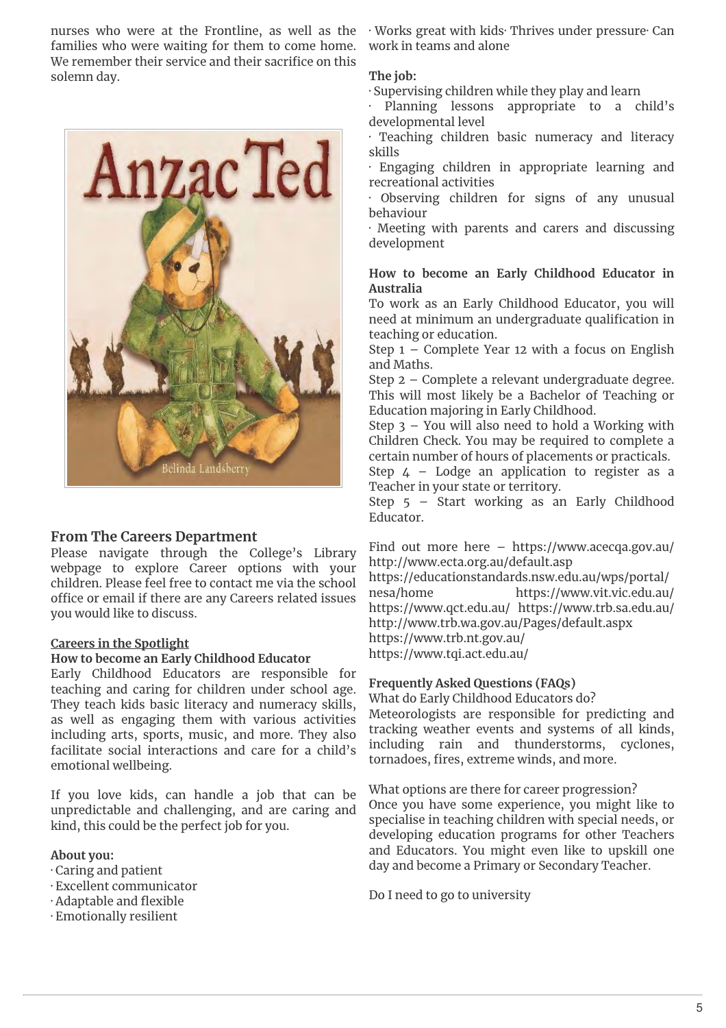nurses who were at the Frontline, as well as the families who were waiting for them to come home. We remember their service and their sacrifice on this solemn day.

## From The Careers Department

Please navigate through the College's Library webpage to explore Career options with your children. Please feel free to contact me via the school office or email if there are any Careers related issues you would like to discuss.

### Careers in the Spotlight

**How to become an Early Childhood Educator**

Early Childhood Educators are responsible for teaching and caring for children under school age. They teach kids basic literacy and numeracy skills, as well as engaging them with various activities including arts, sports, music, and more. They also facilitate social interactions and care for a child's emotional wellbeing.

If you love kids, can handle a job that can be unpredictable and challenging, and are caring and kind, this could be the perfect job for you.

**About you:**

· Caring and patient
· Excellent communicator
· Adaptable and flexible
· Emotionally resilient
· Works great with kids· Thrives under pressure· Can work in teams and alone

**The job:**

· Supervising children while they play and learn
· Planning lessons appropriate to a child's developmental level
· Teaching children basic numeracy and literacy skills
· Engaging children in appropriate learning and recreational activities
· Observing children for signs of any unusual behaviour
· Meeting with parents and carers and discussing development

**How to become an Early Childhood Educator in Australia**

To work as an Early Childhood Educator, you will need at minimum an undergraduate qualification in teaching or education.

Step 1 – Complete Year 12 with a focus on English and Maths.
Step 2 – Complete a relevant undergraduate degree. This will most likely be a Bachelor of Teaching or Education majoring in Early Childhood.
Step 3 – You will also need to hold a Working with Children Check. You may be required to complete a certain number of hours of placements or practicals.
Step 4 – Lodge an application to register as a Teacher in your state or territory.
Step 5 – Start working as an Early Childhood Educator.

Find out more here – https://www.acecqa.gov.au/ http://www.ecta.org.au/default.asp https://educationstandards.nsw.edu.au/wps/portal/nesa/home https://www.vit.vic.edu.au/ https://www.qct.edu.au/ https://www.trb.sa.edu.au/ http://www.trb.wa.gov.au/Pages/default.aspx https://www.trb.nt.gov.au/ https://www.tqi.act.edu.au/

**Frequently Asked Questions (FAQs)**

What do Early Childhood Educators do?
Meteorologists are responsible for predicting and tracking weather events and systems of all kinds, including rain and thunderstorms, cyclones, tornadoes, fires, extreme winds, and more.

What options are there for career progression?
Once you have some experience, you might like to specialise in teaching children with special needs, or developing education programs for other Teachers and Educators. You might even like to upskill one day and become a Primary or Secondary Teacher.

Do I need to go to university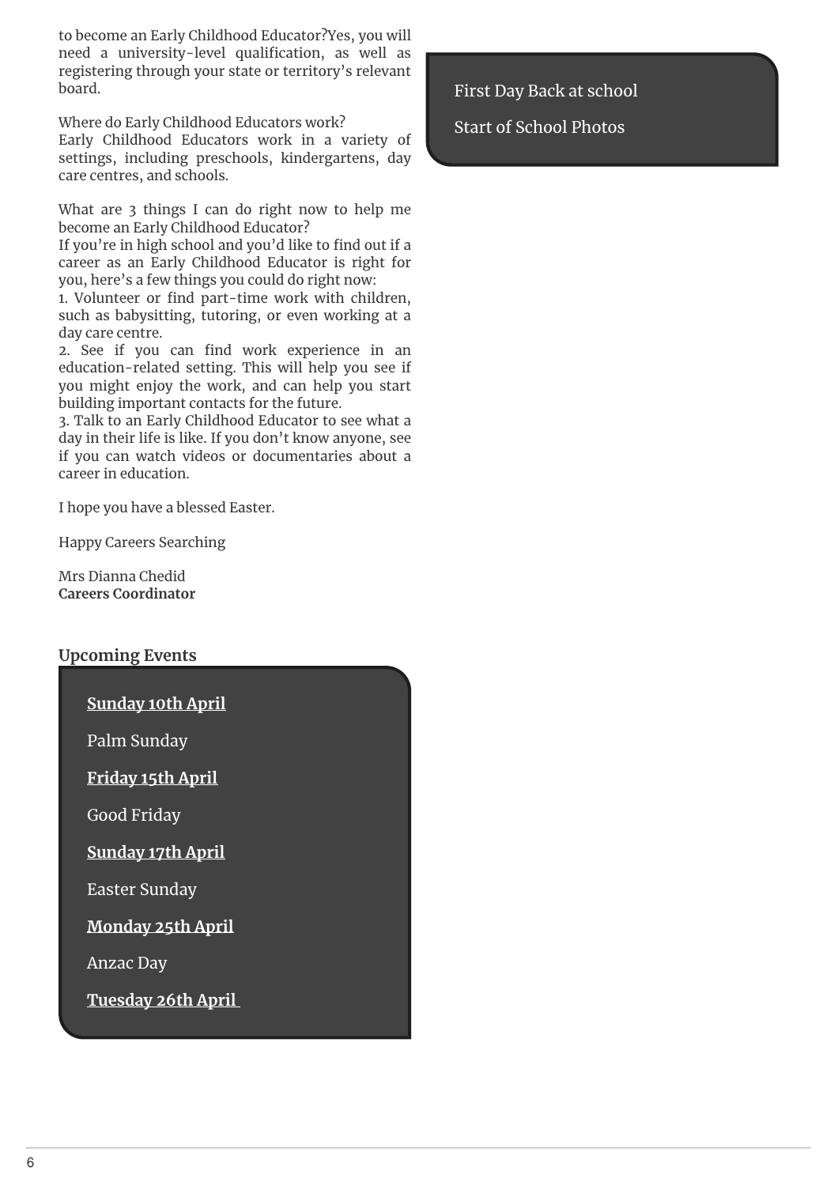to become an Early Childhood Educator?Yes, you will need a university-level qualification, as well as registering through your state or territory's relevant board.

Where do Early Childhood Educators work?
Early Childhood Educators work in a variety of settings, including preschools, kindergartens, day care centres, and schools.

What are 3 things I can do right now to help me become an Early Childhood Educator?
If you're in high school and you'd like to find out if a career as an Early Childhood Educator is right for you, here's a few things you could do right now:

1. Volunteer or find part-time work with children, such as babysitting, tutoring, or even working at a day care centre.
2. See if you can find work experience in an education-related setting. This will help you see if you might enjoy the work, and can help you start building important contacts for the future.
3. Talk to an Early Childhood Educator to see what a day in their life is like. If you don't know anyone, see if you can watch videos or documentaries about a career in education.

I hope you have a blessed Easter.

Happy Careers Searching

Mrs Dianna Chedid
**Careers Coordinator**

## Upcoming Events

**Sunday 10th April**

Palm Sunday

**Friday 15th April**

Good Friday

**Sunday 17th April**

Easter Sunday

**Monday 25th April**

Anzac Day

**Tuesday 26th April**

First Day Back at school

Start of School Photos